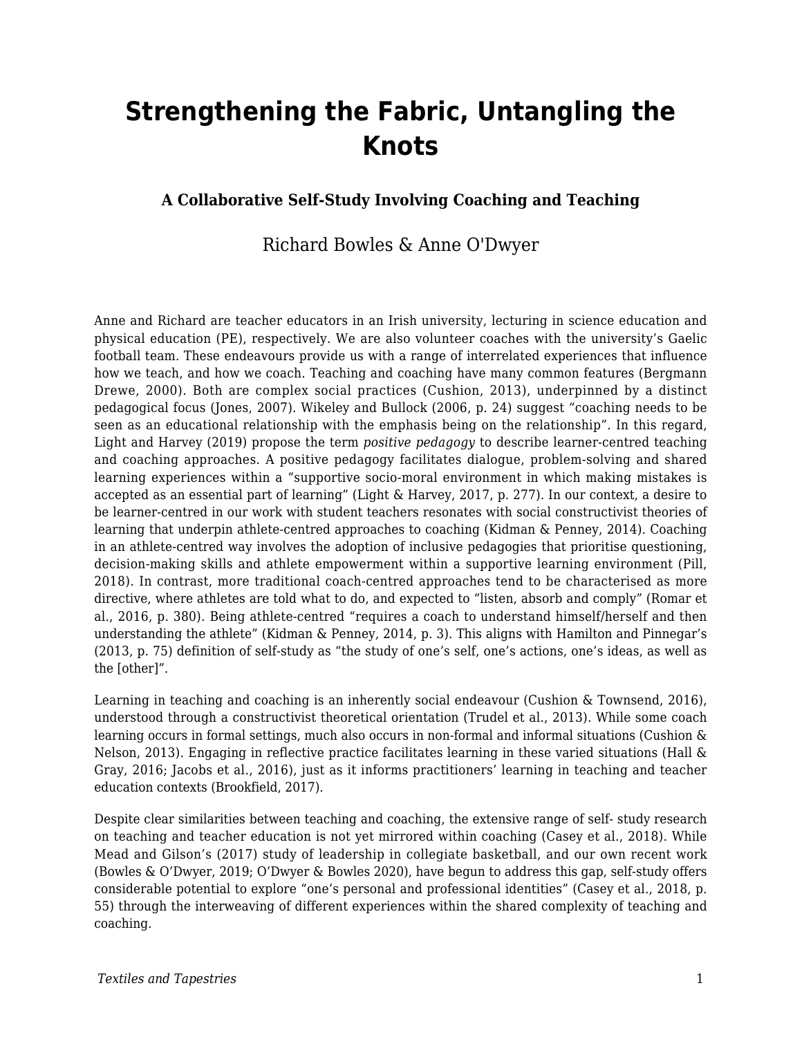# Strengthening the Fabric, Untangling the Knots

### A Collaborative Self-Study Involving Coaching and Teaching

Richard Bowles & Anne O'Dwyer

Anne and Richard are teacher educators in an Irish university, lecturing in science education and physical education (PE), respectively. We are also volunteer coaches with the university's Gaelic football team. These endeavours provide us with a range of interrelated experiences that influence how we teach, and how we coach. Teaching and coaching have many common features (Bergmann Drewe, 2000). Both are complex social practices (Cushion, 2013), underpinned by a distinct pedagogical focus (Jones, 2007). Wikeley and Bullock (2006, p. 24) suggest "coaching needs to be seen as an educational relationship with the emphasis being on the relationship". In this regard, Light and Harvey (2019) propose the term *positive pedagogy* to describe learner-centred teaching and coaching approaches. A positive pedagogy facilitates dialogue, problem-solving and shared learning experiences within a "supportive socio-moral environment in which making mistakes is accepted as an essential part of learning" (Light & Harvey, 2017, p. 277). In our context, a desire to be learner-centred in our work with student teachers resonates with social constructivist theories of learning that underpin athlete-centred approaches to coaching (Kidman & Penney, 2014). Coaching in an athlete-centred way involves the adoption of inclusive pedagogies that prioritise questioning, decision-making skills and athlete empowerment within a supportive learning environment (Pill, 2018). In contrast, more traditional coach-centred approaches tend to be characterised as more directive, where athletes are told what to do, and expected to "listen, absorb and comply" (Romar et al., 2016, p. 380). Being athlete-centred "requires a coach to understand himself/herself and then understanding the athlete" (Kidman & Penney, 2014, p. 3). This aligns with Hamilton and Pinnegar's (2013, p. 75) definition of self-study as "the study of one's self, one's actions, one's ideas, as well as the [other]".

Learning in teaching and coaching is an inherently social endeavour (Cushion & Townsend, 2016), understood through a constructivist theoretical orientation (Trudel et al., 2013). While some coach learning occurs in formal settings, much also occurs in non-formal and informal situations (Cushion & Nelson, 2013). Engaging in reflective practice facilitates learning in these varied situations (Hall & Gray, 2016; Jacobs et al., 2016), just as it informs practitioners' learning in teaching and teacher education contexts (Brookfield, 2017).

Despite clear similarities between teaching and coaching, the extensive range of self- study research on teaching and teacher education is not yet mirrored within coaching (Casey et al., 2018). While Mead and Gilson's (2017) study of leadership in collegiate basketball, and our own recent work (Bowles & O'Dwyer, 2019; O'Dwyer & Bowles 2020), have begun to address this gap, self-study offers considerable potential to explore "one's personal and professional identities" (Casey et al., 2018, p. 55) through the interweaving of different experiences within the shared complexity of teaching and coaching.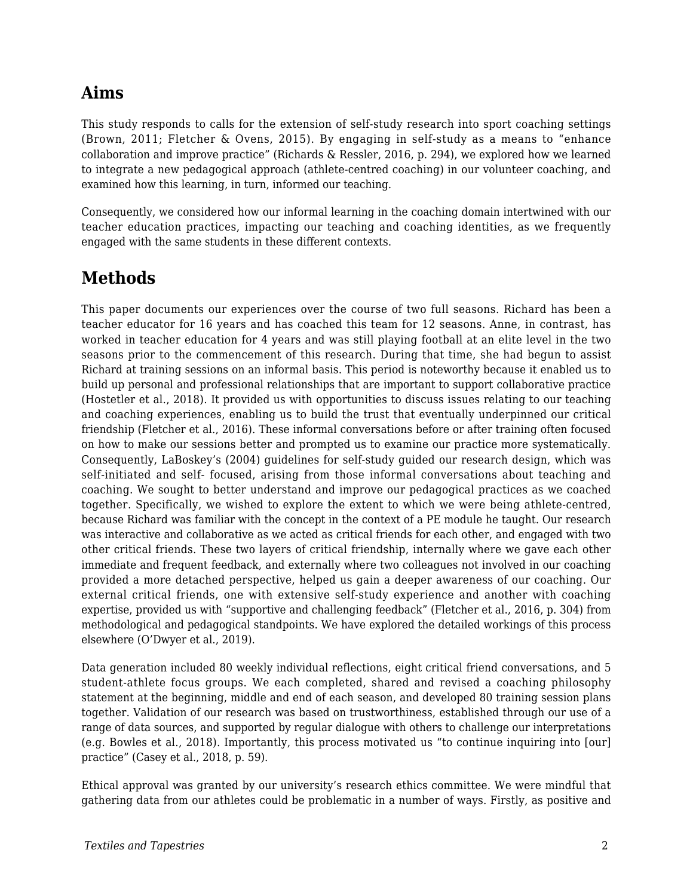## Aims

This study responds to calls for the extension of self-study research into sport coaching settings (Brown, 2011; Fletcher & Ovens, 2015). By engaging in self-study as a means to "enhance collaboration and improve practice" (Richards & Ressler, 2016, p. 294), we explored how we learned to integrate a new pedagogical approach (athlete-centred coaching) in our volunteer coaching, and examined how this learning, in turn, informed our teaching.

Consequently, we considered how our informal learning in the coaching domain intertwined with our teacher education practices, impacting our teaching and coaching identities, as we frequently engaged with the same students in these different contexts.

## Methods

This paper documents our experiences over the course of two full seasons. Richard has been a teacher educator for 16 years and has coached this team for 12 seasons. Anne, in contrast, has worked in teacher education for 4 years and was still playing football at an elite level in the two seasons prior to the commencement of this research. During that time, she had begun to assist Richard at training sessions on an informal basis. This period is noteworthy because it enabled us to build up personal and professional relationships that are important to support collaborative practice (Hostetler et al., 2018). It provided us with opportunities to discuss issues relating to our teaching and coaching experiences, enabling us to build the trust that eventually underpinned our critical friendship (Fletcher et al., 2016). These informal conversations before or after training often focused on how to make our sessions better and prompted us to examine our practice more systematically. Consequently, LaBoskey's (2004) guidelines for self-study guided our research design, which was self-initiated and self- focused, arising from those informal conversations about teaching and coaching. We sought to better understand and improve our pedagogical practices as we coached together. Specifically, we wished to explore the extent to which we were being athlete-centred, because Richard was familiar with the concept in the context of a PE module he taught. Our research was interactive and collaborative as we acted as critical friends for each other, and engaged with two other critical friends. These two layers of critical friendship, internally where we gave each other immediate and frequent feedback, and externally where two colleagues not involved in our coaching provided a more detached perspective, helped us gain a deeper awareness of our coaching. Our external critical friends, one with extensive self-study experience and another with coaching expertise, provided us with "supportive and challenging feedback" (Fletcher et al., 2016, p. 304) from methodological and pedagogical standpoints. We have explored the detailed workings of this process elsewhere (O'Dwyer et al., 2019).

Data generation included 80 weekly individual reflections, eight critical friend conversations, and 5 student-athlete focus groups. We each completed, shared and revised a coaching philosophy statement at the beginning, middle and end of each season, and developed 80 training session plans together. Validation of our research was based on trustworthiness, established through our use of a range of data sources, and supported by regular dialogue with others to challenge our interpretations (e.g. Bowles et al., 2018). Importantly, this process motivated us "to continue inquiring into [our] practice" (Casey et al., 2018, p. 59).

Ethical approval was granted by our university's research ethics committee. We were mindful that gathering data from our athletes could be problematic in a number of ways. Firstly, as positive and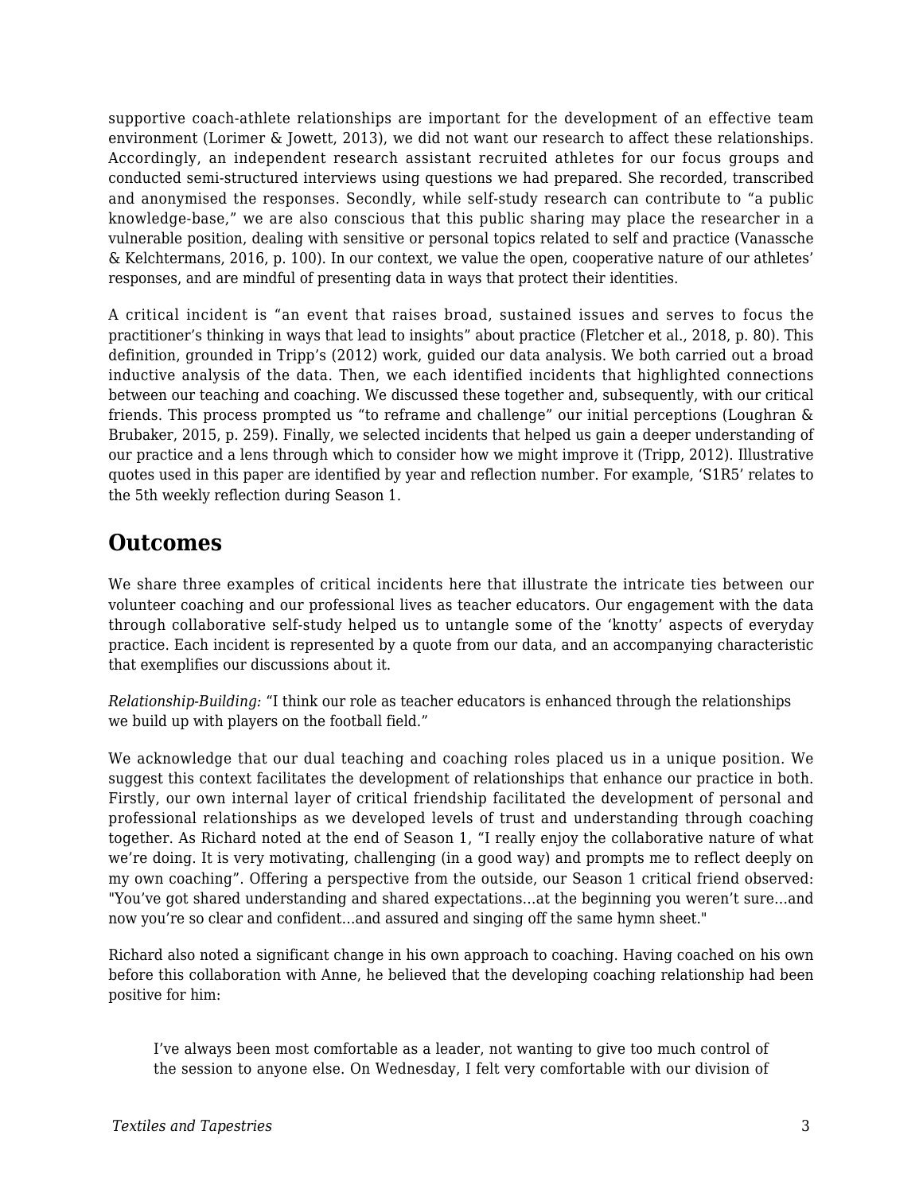supportive coach-athlete relationships are important for the development of an effective team environment (Lorimer & Jowett, 2013), we did not want our research to affect these relationships. Accordingly, an independent research assistant recruited athletes for our focus groups and conducted semi-structured interviews using questions we had prepared. She recorded, transcribed and anonymised the responses. Secondly, while self-study research can contribute to "a public knowledge-base," we are also conscious that this public sharing may place the researcher in a vulnerable position, dealing with sensitive or personal topics related to self and practice (Vanassche & Kelchtermans, 2016, p. 100). In our context, we value the open, cooperative nature of our athletes' responses, and are mindful of presenting data in ways that protect their identities.

A critical incident is "an event that raises broad, sustained issues and serves to focus the practitioner's thinking in ways that lead to insights" about practice (Fletcher et al., 2018, p. 80). This definition, grounded in Tripp's (2012) work, guided our data analysis. We both carried out a broad inductive analysis of the data. Then, we each identified incidents that highlighted connections between our teaching and coaching. We discussed these together and, subsequently, with our critical friends. This process prompted us "to reframe and challenge" our initial perceptions (Loughran & Brubaker, 2015, p. 259). Finally, we selected incidents that helped us gain a deeper understanding of our practice and a lens through which to consider how we might improve it (Tripp, 2012). Illustrative quotes used in this paper are identified by year and reflection number. For example, 'S1R5' relates to the 5th weekly reflection during Season 1.

## Outcomes

We share three examples of critical incidents here that illustrate the intricate ties between our volunteer coaching and our professional lives as teacher educators. Our engagement with the data through collaborative self-study helped us to untangle some of the 'knotty' aspects of everyday practice. Each incident is represented by a quote from our data, and an accompanying characteristic that exemplifies our discussions about it.

*Relationship-Building:* "I think our role as teacher educators is enhanced through the relationships we build up with players on the football field."

We acknowledge that our dual teaching and coaching roles placed us in a unique position. We suggest this context facilitates the development of relationships that enhance our practice in both. Firstly, our own internal layer of critical friendship facilitated the development of personal and professional relationships as we developed levels of trust and understanding through coaching together. As Richard noted at the end of Season 1, "I really enjoy the collaborative nature of what we're doing. It is very motivating, challenging (in a good way) and prompts me to reflect deeply on my own coaching". Offering a perspective from the outside, our Season 1 critical friend observed: "You've got shared understanding and shared expectations…at the beginning you weren't sure…and now you're so clear and confident…and assured and singing off the same hymn sheet."

Richard also noted a significant change in his own approach to coaching. Having coached on his own before this collaboration with Anne, he believed that the developing coaching relationship had been positive for him:

> I've always been most comfortable as a leader, not wanting to give too much control of the session to anyone else. On Wednesday, I felt very comfortable with our division of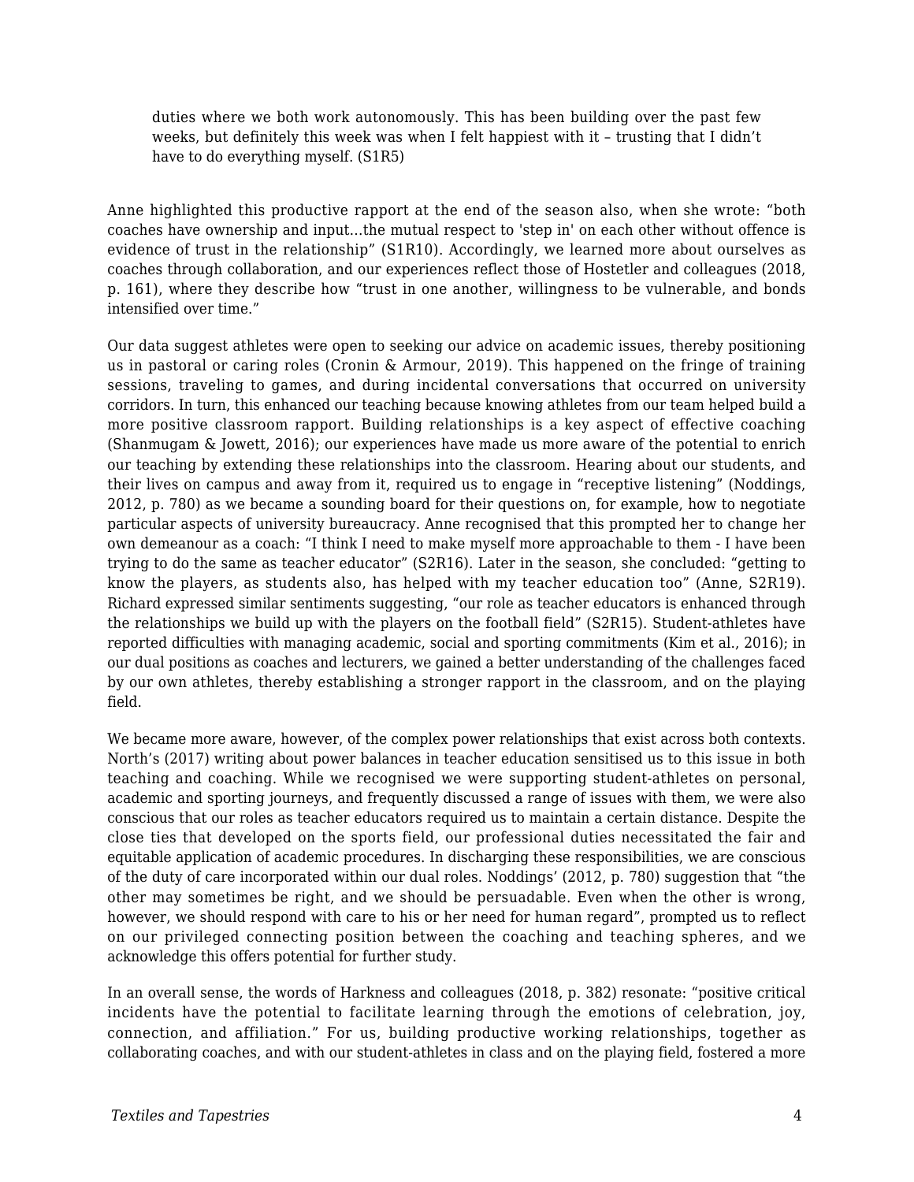> duties where we both work autonomously. This has been building over the past few weeks, but definitely this week was when I felt happiest with it – trusting that I didn’t have to do everything myself. (S1R5)

Anne highlighted this productive rapport at the end of the season also, when she wrote: “both coaches have ownership and input...the mutual respect to 'step in' on each other without offence is evidence of trust in the relationship” (S1R10). Accordingly, we learned more about ourselves as coaches through collaboration, and our experiences reflect those of Hostetler and colleagues (2018, p. 161), where they describe how “trust in one another, willingness to be vulnerable, and bonds intensified over time.”

Our data suggest athletes were open to seeking our advice on academic issues, thereby positioning us in pastoral or caring roles (Cronin & Armour, 2019). This happened on the fringe of training sessions, traveling to games, and during incidental conversations that occurred on university corridors. In turn, this enhanced our teaching because knowing athletes from our team helped build a more positive classroom rapport. Building relationships is a key aspect of effective coaching (Shanmugam & Jowett, 2016); our experiences have made us more aware of the potential to enrich our teaching by extending these relationships into the classroom. Hearing about our students, and their lives on campus and away from it, required us to engage in “receptive listening” (Noddings, 2012, p. 780) as we became a sounding board for their questions on, for example, how to negotiate particular aspects of university bureaucracy. Anne recognised that this prompted her to change her own demeanour as a coach: “I think I need to make myself more approachable to them - I have been trying to do the same as teacher educator” (S2R16). Later in the season, she concluded: “getting to know the players, as students also, has helped with my teacher education too” (Anne, S2R19). Richard expressed similar sentiments suggesting, “our role as teacher educators is enhanced through the relationships we build up with the players on the football field” (S2R15). Student-athletes have reported difficulties with managing academic, social and sporting commitments (Kim et al., 2016); in our dual positions as coaches and lecturers, we gained a better understanding of the challenges faced by our own athletes, thereby establishing a stronger rapport in the classroom, and on the playing field.

We became more aware, however, of the complex power relationships that exist across both contexts. North’s (2017) writing about power balances in teacher education sensitised us to this issue in both teaching and coaching. While we recognised we were supporting student-athletes on personal, academic and sporting journeys, and frequently discussed a range of issues with them, we were also conscious that our roles as teacher educators required us to maintain a certain distance. Despite the close ties that developed on the sports field, our professional duties necessitated the fair and equitable application of academic procedures. In discharging these responsibilities, we are conscious of the duty of care incorporated within our dual roles. Noddings’ (2012, p. 780) suggestion that “the other may sometimes be right, and we should be persuadable. Even when the other is wrong, however, we should respond with care to his or her need for human regard”, prompted us to reflect on our privileged connecting position between the coaching and teaching spheres, and we acknowledge this offers potential for further study.

In an overall sense, the words of Harkness and colleagues (2018, p. 382) resonate: “positive critical incidents have the potential to facilitate learning through the emotions of celebration, joy, connection, and affiliation.” For us, building productive working relationships, together as collaborating coaches, and with our student-athletes in class and on the playing field, fostered a more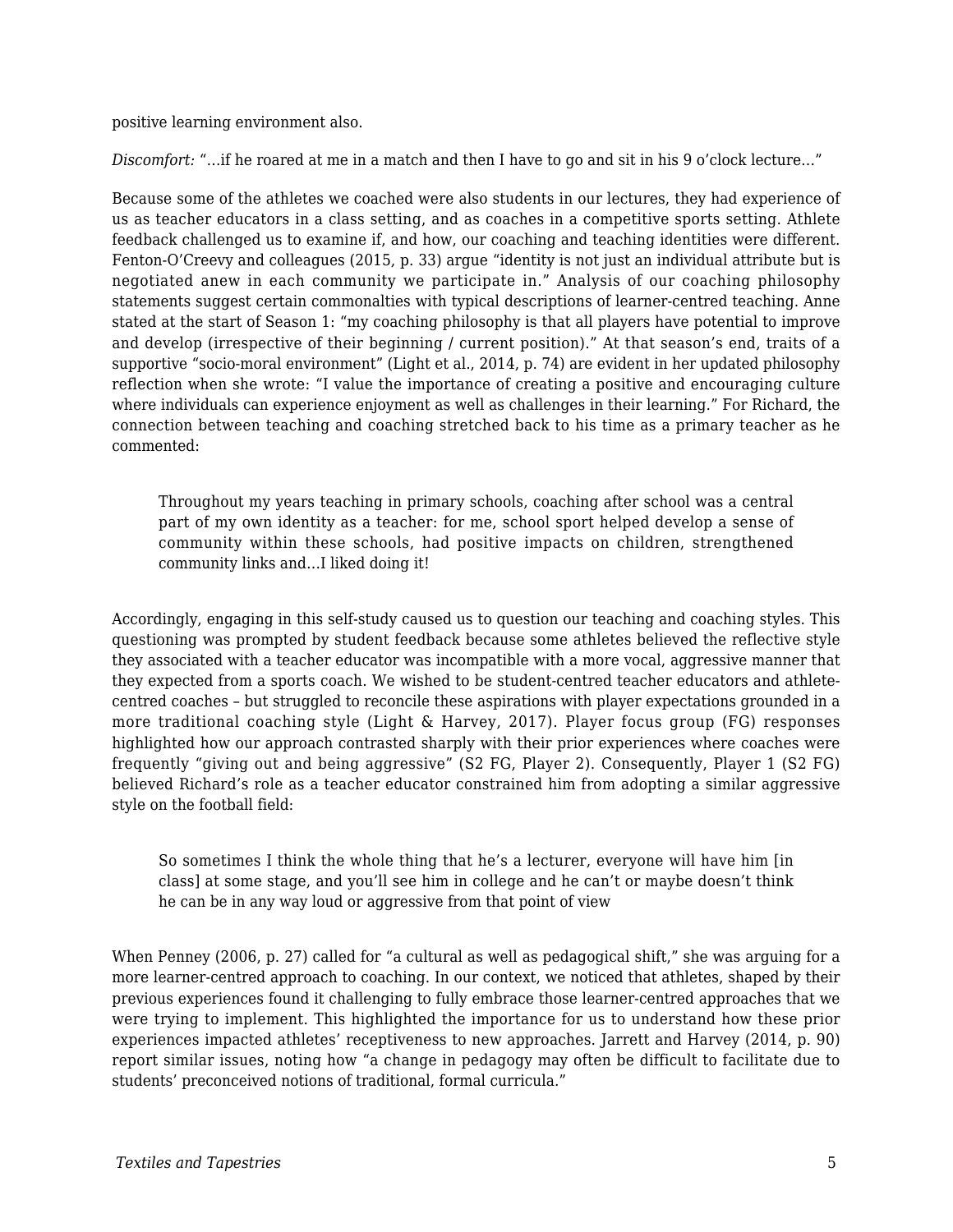positive learning environment also.

*Discomfort:* "…if he roared at me in a match and then I have to go and sit in his 9 o'clock lecture…"

Because some of the athletes we coached were also students in our lectures, they had experience of us as teacher educators in a class setting, and as coaches in a competitive sports setting. Athlete feedback challenged us to examine if, and how, our coaching and teaching identities were different. Fenton-O'Creevy and colleagues (2015, p. 33) argue "identity is not just an individual attribute but is negotiated anew in each community we participate in." Analysis of our coaching philosophy statements suggest certain commonalties with typical descriptions of learner-centred teaching. Anne stated at the start of Season 1: "my coaching philosophy is that all players have potential to improve and develop (irrespective of their beginning / current position)." At that season's end, traits of a supportive "socio-moral environment" (Light et al., 2014, p. 74) are evident in her updated philosophy reflection when she wrote: "I value the importance of creating a positive and encouraging culture where individuals can experience enjoyment as well as challenges in their learning." For Richard, the connection between teaching and coaching stretched back to his time as a primary teacher as he commented:

> Throughout my years teaching in primary schools, coaching after school was a central part of my own identity as a teacher: for me, school sport helped develop a sense of community within these schools, had positive impacts on children, strengthened community links and…I liked doing it!

Accordingly, engaging in this self-study caused us to question our teaching and coaching styles. This questioning was prompted by student feedback because some athletes believed the reflective style they associated with a teacher educator was incompatible with a more vocal, aggressive manner that they expected from a sports coach. We wished to be student-centred teacher educators and athlete-centred coaches – but struggled to reconcile these aspirations with player expectations grounded in a more traditional coaching style (Light & Harvey, 2017). Player focus group (FG) responses highlighted how our approach contrasted sharply with their prior experiences where coaches were frequently "giving out and being aggressive" (S2 FG, Player 2). Consequently, Player 1 (S2 FG) believed Richard's role as a teacher educator constrained him from adopting a similar aggressive style on the football field:

> So sometimes I think the whole thing that he's a lecturer, everyone will have him [in class] at some stage, and you'll see him in college and he can't or maybe doesn't think he can be in any way loud or aggressive from that point of view

When Penney (2006, p. 27) called for "a cultural as well as pedagogical shift," she was arguing for a more learner-centred approach to coaching. In our context, we noticed that athletes, shaped by their previous experiences found it challenging to fully embrace those learner-centred approaches that we were trying to implement. This highlighted the importance for us to understand how these prior experiences impacted athletes' receptiveness to new approaches. Jarrett and Harvey (2014, p. 90) report similar issues, noting how "a change in pedagogy may often be difficult to facilitate due to students' preconceived notions of traditional, formal curricula."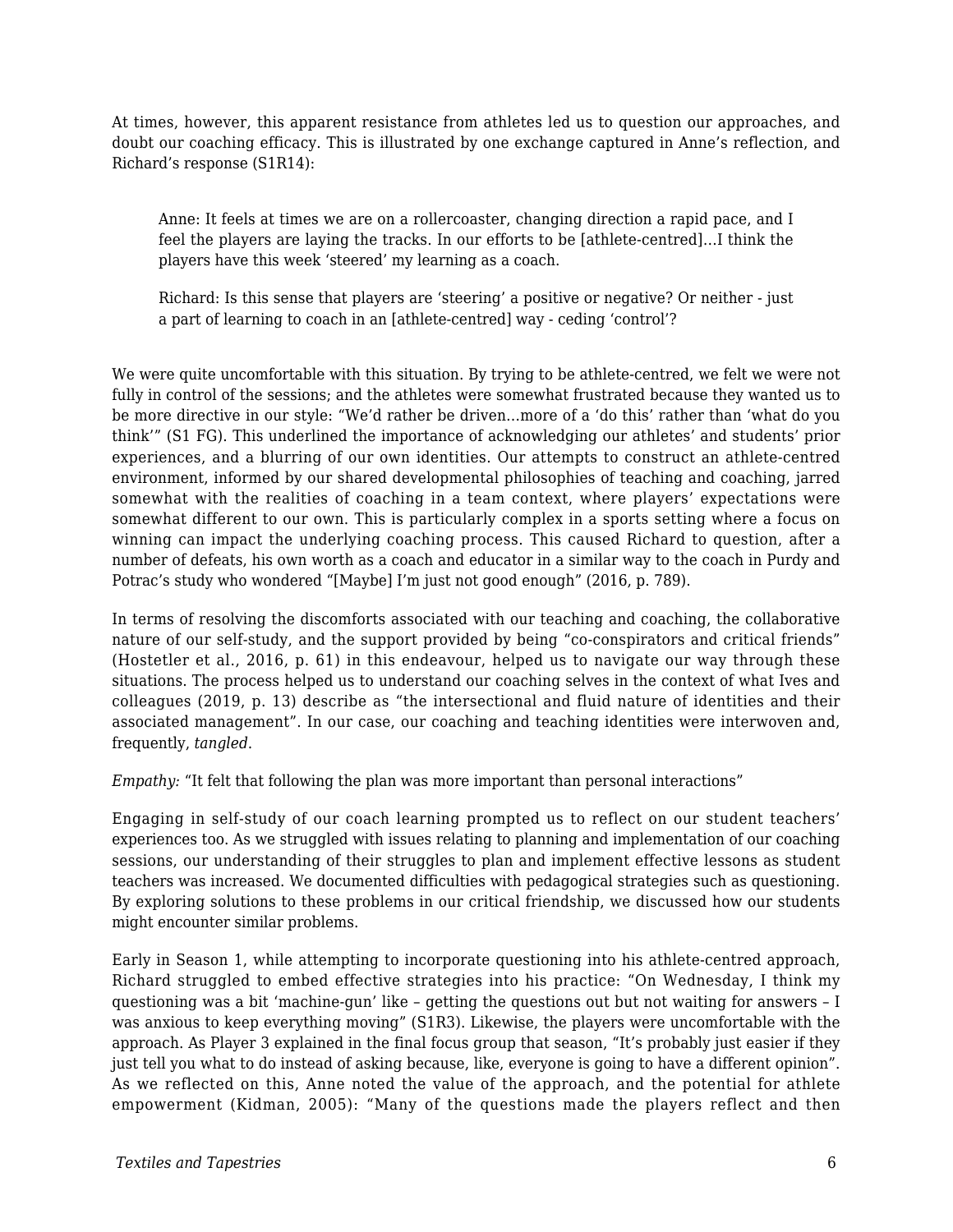At times, however, this apparent resistance from athletes led us to question our approaches, and doubt our coaching efficacy. This is illustrated by one exchange captured in Anne's reflection, and Richard's response (S1R14):

> Anne: It feels at times we are on a rollercoaster, changing direction a rapid pace, and I feel the players are laying the tracks. In our efforts to be [athlete-centred]…I think the players have this week 'steered' my learning as a coach.
>
> Richard: Is this sense that players are 'steering' a positive or negative? Or neither - just a part of learning to coach in an [athlete-centred] way - ceding 'control'?

We were quite uncomfortable with this situation. By trying to be athlete-centred, we felt we were not fully in control of the sessions; and the athletes were somewhat frustrated because they wanted us to be more directive in our style: "We'd rather be driven…more of a 'do this' rather than 'what do you think'" (S1 FG). This underlined the importance of acknowledging our athletes' and students' prior experiences, and a blurring of our own identities. Our attempts to construct an athlete-centred environment, informed by our shared developmental philosophies of teaching and coaching, jarred somewhat with the realities of coaching in a team context, where players' expectations were somewhat different to our own. This is particularly complex in a sports setting where a focus on winning can impact the underlying coaching process. This caused Richard to question, after a number of defeats, his own worth as a coach and educator in a similar way to the coach in Purdy and Potrac's study who wondered "[Maybe] I'm just not good enough" (2016, p. 789).

In terms of resolving the discomforts associated with our teaching and coaching, the collaborative nature of our self-study, and the support provided by being "co-conspirators and critical friends" (Hostetler et al., 2016, p. 61) in this endeavour, helped us to navigate our way through these situations. The process helped us to understand our coaching selves in the context of what Ives and colleagues (2019, p. 13) describe as "the intersectional and fluid nature of identities and their associated management". In our case, our coaching and teaching identities were interwoven and, frequently, *tangled*.

*Empathy:* "It felt that following the plan was more important than personal interactions"

Engaging in self-study of our coach learning prompted us to reflect on our student teachers' experiences too. As we struggled with issues relating to planning and implementation of our coaching sessions, our understanding of their struggles to plan and implement effective lessons as student teachers was increased. We documented difficulties with pedagogical strategies such as questioning. By exploring solutions to these problems in our critical friendship, we discussed how our students might encounter similar problems.

Early in Season 1, while attempting to incorporate questioning into his athlete-centred approach, Richard struggled to embed effective strategies into his practice: "On Wednesday, I think my questioning was a bit 'machine-gun' like – getting the questions out but not waiting for answers – I was anxious to keep everything moving" (S1R3). Likewise, the players were uncomfortable with the approach. As Player 3 explained in the final focus group that season, "It's probably just easier if they just tell you what to do instead of asking because, like, everyone is going to have a different opinion". As we reflected on this, Anne noted the value of the approach, and the potential for athlete empowerment (Kidman, 2005): "Many of the questions made the players reflect and then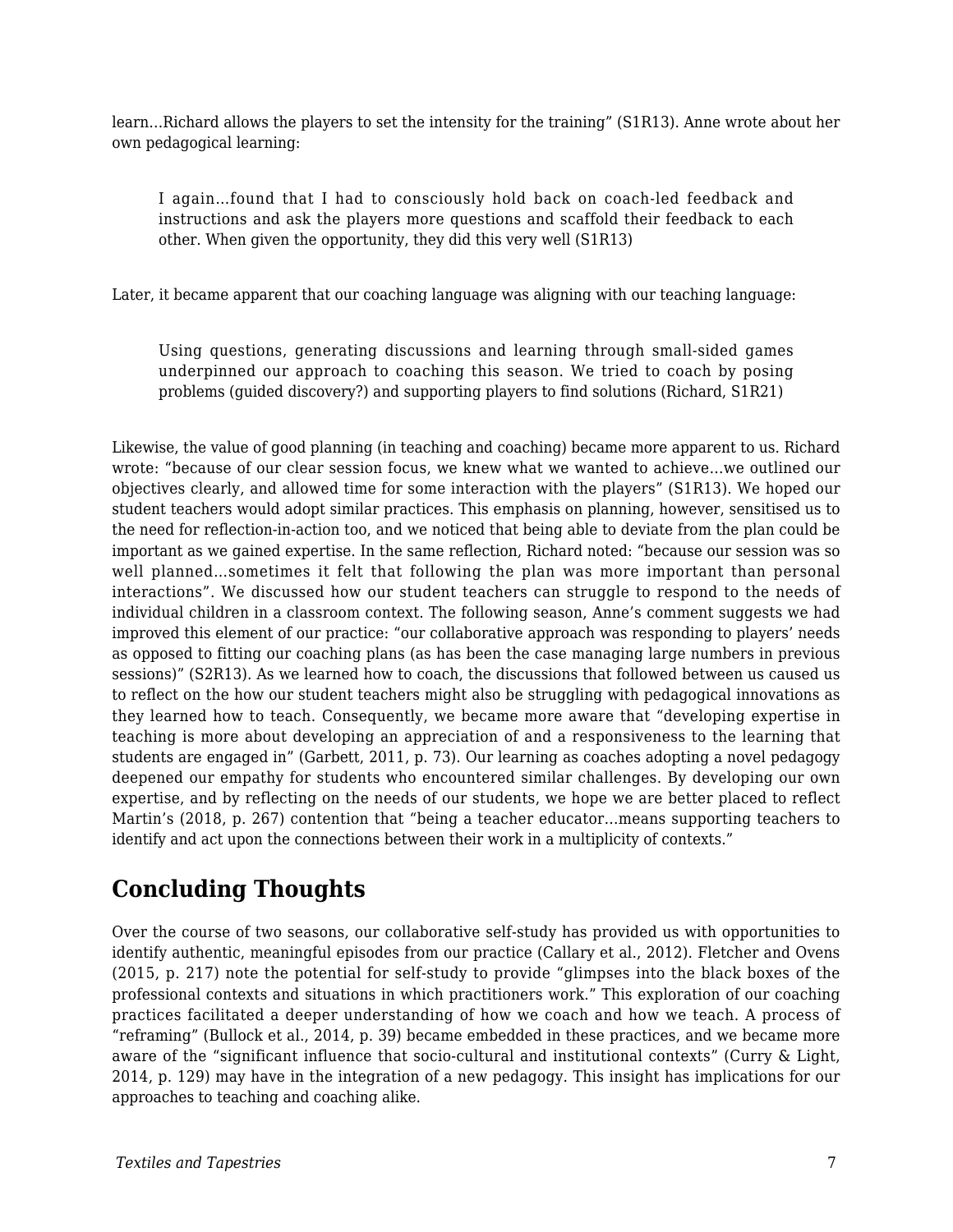learn…Richard allows the players to set the intensity for the training" (S1R13). Anne wrote about her own pedagogical learning:

> I again…found that I had to consciously hold back on coach-led feedback and instructions and ask the players more questions and scaffold their feedback to each other. When given the opportunity, they did this very well (S1R13)

Later, it became apparent that our coaching language was aligning with our teaching language:

> Using questions, generating discussions and learning through small-sided games underpinned our approach to coaching this season. We tried to coach by posing problems (guided discovery?) and supporting players to find solutions (Richard, S1R21)

Likewise, the value of good planning (in teaching and coaching) became more apparent to us. Richard wrote: "because of our clear session focus, we knew what we wanted to achieve…we outlined our objectives clearly, and allowed time for some interaction with the players" (S1R13). We hoped our student teachers would adopt similar practices. This emphasis on planning, however, sensitised us to the need for reflection-in-action too, and we noticed that being able to deviate from the plan could be important as we gained expertise. In the same reflection, Richard noted: "because our session was so well planned…sometimes it felt that following the plan was more important than personal interactions". We discussed how our student teachers can struggle to respond to the needs of individual children in a classroom context. The following season, Anne's comment suggests we had improved this element of our practice: "our collaborative approach was responding to players' needs as opposed to fitting our coaching plans (as has been the case managing large numbers in previous sessions)" (S2R13). As we learned how to coach, the discussions that followed between us caused us to reflect on the how our student teachers might also be struggling with pedagogical innovations as they learned how to teach. Consequently, we became more aware that "developing expertise in teaching is more about developing an appreciation of and a responsiveness to the learning that students are engaged in" (Garbett, 2011, p. 73). Our learning as coaches adopting a novel pedagogy deepened our empathy for students who encountered similar challenges. By developing our own expertise, and by reflecting on the needs of our students, we hope we are better placed to reflect Martin's (2018, p. 267) contention that "being a teacher educator…means supporting teachers to identify and act upon the connections between their work in a multiplicity of contexts."

## Concluding Thoughts

Over the course of two seasons, our collaborative self-study has provided us with opportunities to identify authentic, meaningful episodes from our practice (Callary et al., 2012). Fletcher and Ovens (2015, p. 217) note the potential for self-study to provide "glimpses into the black boxes of the professional contexts and situations in which practitioners work." This exploration of our coaching practices facilitated a deeper understanding of how we coach and how we teach. A process of "reframing" (Bullock et al., 2014, p. 39) became embedded in these practices, and we became more aware of the "significant influence that socio-cultural and institutional contexts" (Curry & Light, 2014, p. 129) may have in the integration of a new pedagogy. This insight has implications for our approaches to teaching and coaching alike.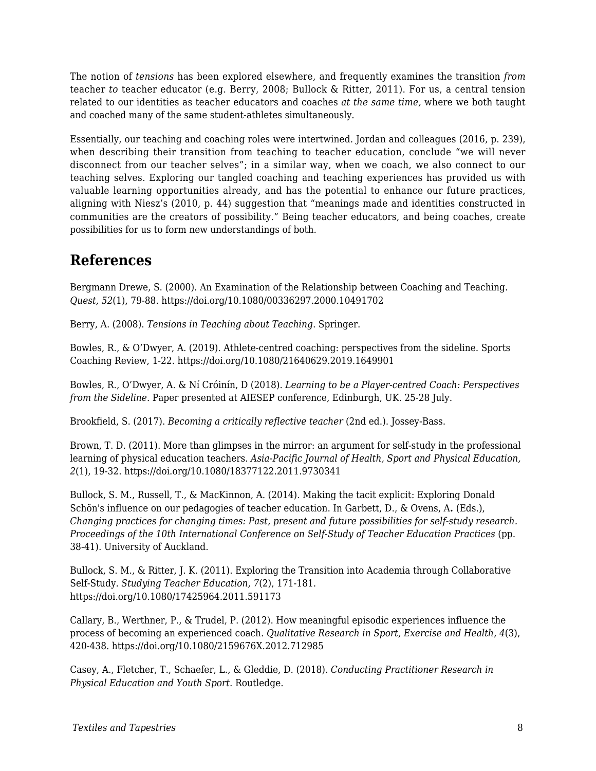The notion of *tensions* has been explored elsewhere, and frequently examines the transition *from* teacher *to* teacher educator (e.g. Berry, 2008; Bullock & Ritter, 2011). For us, a central tension related to our identities as teacher educators and coaches *at the same time,* where we both taught and coached many of the same student-athletes simultaneously.

Essentially, our teaching and coaching roles were intertwined. Jordan and colleagues (2016, p. 239), when describing their transition from teaching to teacher education, conclude "we will never disconnect from our teacher selves"; in a similar way, when we coach, we also connect to our teaching selves. Exploring our tangled coaching and teaching experiences has provided us with valuable learning opportunities already, and has the potential to enhance our future practices, aligning with Niesz's (2010, p. 44) suggestion that "meanings made and identities constructed in communities are the creators of possibility." Being teacher educators, and being coaches, create possibilities for us to form new understandings of both.

## References

Bergmann Drewe, S. (2000). An Examination of the Relationship between Coaching and Teaching. *Quest, 52*(1), 79-88. https://doi.org/10.1080/00336297.2000.10491702

Berry, A. (2008). *Tensions in Teaching about Teaching*. Springer.

Bowles, R., & O'Dwyer, A. (2019). Athlete-centred coaching: perspectives from the sideline. Sports Coaching Review, 1-22. https://doi.org/10.1080/21640629.2019.1649901

Bowles, R., O'Dwyer, A. & Ní Cróinín, D (2018). *Learning to be a Player-centred Coach: Perspectives from the Sideline*. Paper presented at AIESEP conference, Edinburgh, UK. 25-28 July.

Brookfield, S. (2017). *Becoming a critically reflective teacher* (2nd ed.). Jossey-Bass.

Brown, T. D. (2011). More than glimpses in the mirror: an argument for self-study in the professional learning of physical education teachers. *Asia-Pacific Journal of Health, Sport and Physical Education, 2*(1), 19-32. https://doi.org/10.1080/18377122.2011.9730341

Bullock, S. M., Russell, T., & MacKinnon, A. (2014). Making the tacit explicit: Exploring Donald Schön's influence on our pedagogies of teacher education. In Garbett, D., & Ovens, A**.** (Eds.), *Changing practices for changing times: Past, present and future possibilities for self-study research. Proceedings of the 10th International Conference on Self-Study of Teacher Education Practices* (pp. 38-41). University of Auckland.

Bullock, S. M., & Ritter, J. K. (2011). Exploring the Transition into Academia through Collaborative Self-Study. *Studying Teacher Education, 7*(2), 171-181. https://doi.org/10.1080/17425964.2011.591173

Callary, B., Werthner, P., & Trudel, P. (2012). How meaningful episodic experiences influence the process of becoming an experienced coach. *Qualitative Research in Sport, Exercise and Health, 4*(3), 420-438. https://doi.org/10.1080/2159676X.2012.712985

Casey, A., Fletcher, T., Schaefer, L., & Gleddie, D. (2018). *Conducting Practitioner Research in Physical Education and Youth Sport*. Routledge.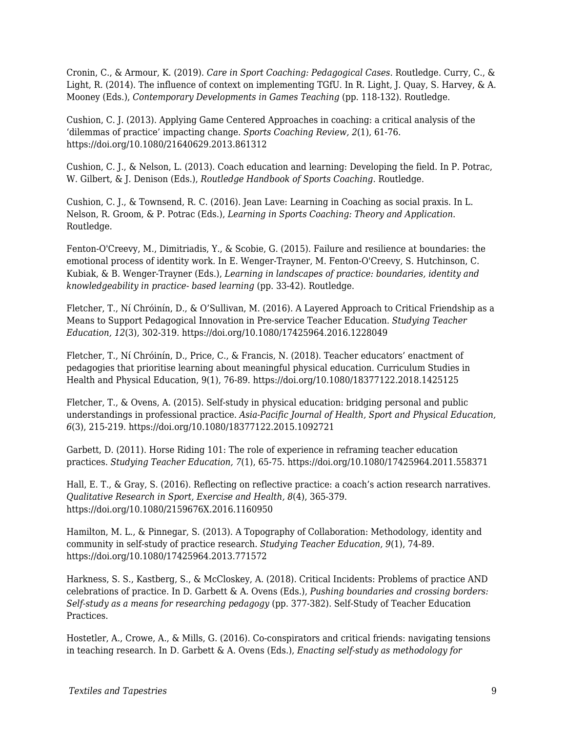Cronin, C., & Armour, K. (2019). *Care in Sport Coaching: Pedagogical Cases*. Routledge. Curry, C., & Light, R. (2014). The influence of context on implementing TGfU. In R. Light, J. Quay, S. Harvey, & A. Mooney (Eds.), *Contemporary Developments in Games Teaching* (pp. 118-132). Routledge.

Cushion, C. J. (2013). Applying Game Centered Approaches in coaching: a critical analysis of the 'dilemmas of practice' impacting change. *Sports Coaching Review, 2*(1), 61-76. https://doi.org/10.1080/21640629.2013.861312

Cushion, C. J., & Nelson, L. (2013). Coach education and learning: Developing the field. In P. Potrac, W. Gilbert, & J. Denison (Eds.), *Routledge Handbook of Sports Coaching*. Routledge.

Cushion, C. J., & Townsend, R. C. (2016). Jean Lave: Learning in Coaching as social praxis. In L. Nelson, R. Groom, & P. Potrac (Eds.), *Learning in Sports Coaching: Theory and Application*. Routledge.

Fenton-O'Creevy, M., Dimitriadis, Y., & Scobie, G. (2015). Failure and resilience at boundaries: the emotional process of identity work. In E. Wenger-Trayner, M. Fenton-O'Creevy, S. Hutchinson, C. Kubiak, & B. Wenger-Trayner (Eds.), *Learning in landscapes of practice: boundaries, identity and knowledgeability in practice- based learning* (pp. 33-42). Routledge.

Fletcher, T., Ní Chróinín, D., & O'Sullivan, M. (2016). A Layered Approach to Critical Friendship as a Means to Support Pedagogical Innovation in Pre-service Teacher Education. *Studying Teacher Education, 12*(3), 302-319. https://doi.org/10.1080/17425964.2016.1228049

Fletcher, T., Ní Chróinín, D., Price, C., & Francis, N. (2018). Teacher educators' enactment of pedagogies that prioritise learning about meaningful physical education. Curriculum Studies in Health and Physical Education, 9(1), 76-89. https://doi.org/10.1080/18377122.2018.1425125

Fletcher, T., & Ovens, A. (2015). Self-study in physical education: bridging personal and public understandings in professional practice. *Asia-Pacific Journal of Health, Sport and Physical Education, 6*(3), 215-219. https://doi.org/10.1080/18377122.2015.1092721

Garbett, D. (2011). Horse Riding 101: The role of experience in reframing teacher education practices. *Studying Teacher Education, 7*(1), 65-75. https://doi.org/10.1080/17425964.2011.558371

Hall, E. T., & Gray, S. (2016). Reflecting on reflective practice: a coach's action research narratives. *Qualitative Research in Sport, Exercise and Health, 8*(4), 365-379. https://doi.org/10.1080/2159676X.2016.1160950

Hamilton, M. L., & Pinnegar, S. (2013). A Topography of Collaboration: Methodology, identity and community in self-study of practice research. *Studying Teacher Education, 9*(1), 74-89. https://doi.org/10.1080/17425964.2013.771572

Harkness, S. S., Kastberg, S., & McCloskey, A. (2018). Critical Incidents: Problems of practice AND celebrations of practice. In D. Garbett & A. Ovens (Eds.), *Pushing boundaries and crossing borders: Self-study as a means for researching pedagogy* (pp. 377-382). Self-Study of Teacher Education Practices.

Hostetler, A., Crowe, A., & Mills, G. (2016). Co-conspirators and critical friends: navigating tensions in teaching research. In D. Garbett & A. Ovens (Eds.), *Enacting self-study as methodology for*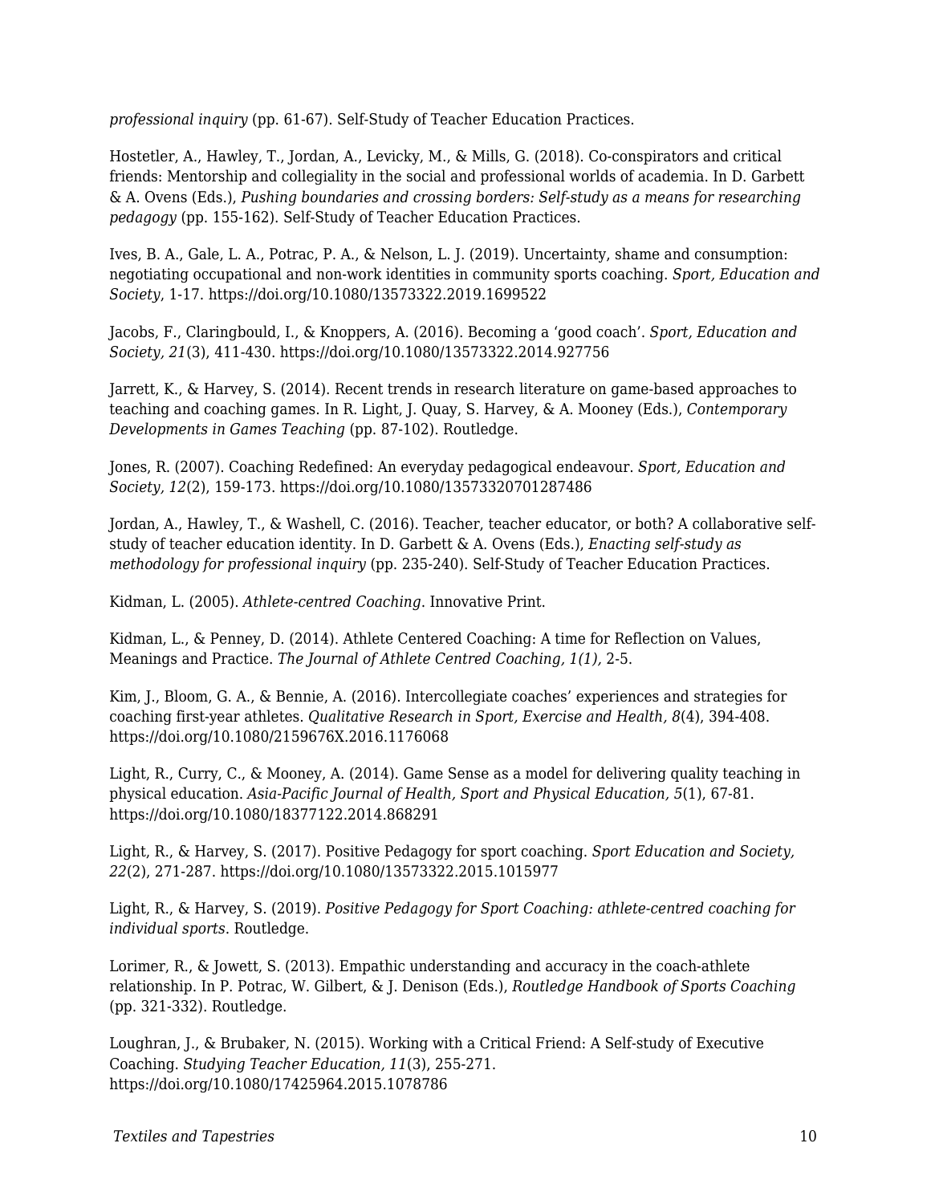*professional inquiry* (pp. 61-67). Self-Study of Teacher Education Practices.

Hostetler, A., Hawley, T., Jordan, A., Levicky, M., & Mills, G. (2018). Co-conspirators and critical friends: Mentorship and collegiality in the social and professional worlds of academia. In D. Garbett & A. Ovens (Eds.), *Pushing boundaries and crossing borders: Self-study as a means for researching pedagogy* (pp. 155-162). Self-Study of Teacher Education Practices.

Ives, B. A., Gale, L. A., Potrac, P. A., & Nelson, L. J. (2019). Uncertainty, shame and consumption: negotiating occupational and non-work identities in community sports coaching. *Sport, Education and Society*, 1-17. https://doi.org/10.1080/13573322.2019.1699522

Jacobs, F., Claringbould, I., & Knoppers, A. (2016). Becoming a 'good coach'. *Sport, Education and Society, 21*(3), 411-430. https://doi.org/10.1080/13573322.2014.927756

Jarrett, K., & Harvey, S. (2014). Recent trends in research literature on game-based approaches to teaching and coaching games. In R. Light, J. Quay, S. Harvey, & A. Mooney (Eds.), *Contemporary Developments in Games Teaching* (pp. 87-102). Routledge.

Jones, R. (2007). Coaching Redefined: An everyday pedagogical endeavour. *Sport, Education and Society, 12*(2), 159-173. https://doi.org/10.1080/13573320701287486

Jordan, A., Hawley, T., & Washell, C. (2016). Teacher, teacher educator, or both? A collaborative self-study of teacher education identity. In D. Garbett & A. Ovens (Eds.), *Enacting self-study as methodology for professional inquiry* (pp. 235-240). Self-Study of Teacher Education Practices.

Kidman, L. (2005). *Athlete-centred Coaching*. Innovative Print.

Kidman, L., & Penney, D. (2014). Athlete Centered Coaching: A time for Reflection on Values, Meanings and Practice. *The Journal of Athlete Centred Coaching, 1(1),* 2-5.

Kim, J., Bloom, G. A., & Bennie, A. (2016). Intercollegiate coaches' experiences and strategies for coaching first-year athletes. *Qualitative Research in Sport, Exercise and Health, 8*(4), 394-408. https://doi.org/10.1080/2159676X.2016.1176068

Light, R., Curry, C., & Mooney, A. (2014). Game Sense as a model for delivering quality teaching in physical education. *Asia-Pacific Journal of Health, Sport and Physical Education, 5*(1), 67-81. https://doi.org/10.1080/18377122.2014.868291

Light, R., & Harvey, S. (2017). Positive Pedagogy for sport coaching. *Sport Education and Society, 22*(2), 271-287. https://doi.org/10.1080/13573322.2015.1015977

Light, R., & Harvey, S. (2019). *Positive Pedagogy for Sport Coaching: athlete-centred coaching for individual sports*. Routledge.

Lorimer, R., & Jowett, S. (2013). Empathic understanding and accuracy in the coach-athlete relationship. In P. Potrac, W. Gilbert, & J. Denison (Eds.), *Routledge Handbook of Sports Coaching* (pp. 321-332). Routledge.

Loughran, J., & Brubaker, N. (2015). Working with a Critical Friend: A Self-study of Executive Coaching. *Studying Teacher Education, 11*(3), 255-271. https://doi.org/10.1080/17425964.2015.1078786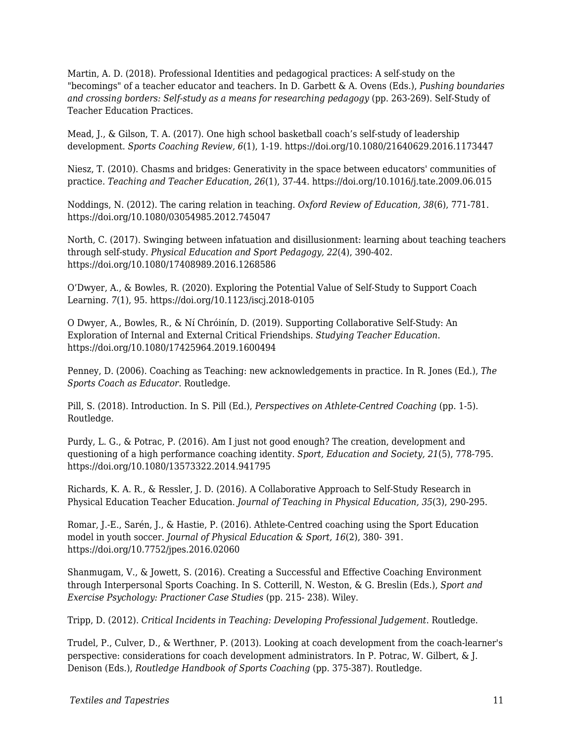Martin, A. D. (2018). Professional Identities and pedagogical practices: A self-study on the "becomings" of a teacher educator and teachers. In D. Garbett & A. Ovens (Eds.), *Pushing boundaries and crossing borders: Self-study as a means for researching pedagogy* (pp. 263-269). Self-Study of Teacher Education Practices.

Mead, J., & Gilson, T. A. (2017). One high school basketball coach’s self-study of leadership development. *Sports Coaching Review, 6*(1), 1-19. https://doi.org/10.1080/21640629.2016.1173447

Niesz, T. (2010). Chasms and bridges: Generativity in the space between educators' communities of practice. *Teaching and Teacher Education, 26*(1), 37-44. https://doi.org/10.1016/j.tate.2009.06.015

Noddings, N. (2012). The caring relation in teaching. *Oxford Review of Education, 38*(6), 771-781. https://doi.org/10.1080/03054985.2012.745047

North, C. (2017). Swinging between infatuation and disillusionment: learning about teaching teachers through self-study. *Physical Education and Sport Pedagogy, 22*(4), 390-402. https://doi.org/10.1080/17408989.2016.1268586

O’Dwyer, A., & Bowles, R. (2020). Exploring the Potential Value of Self-Study to Support Coach Learning. 7(1), 95. https://doi.org/10.1123/iscj.2018-0105

O Dwyer, A., Bowles, R., & Ní Chróinín, D. (2019). Supporting Collaborative Self-Study: An Exploration of Internal and External Critical Friendships. *Studying Teacher Education*. https://doi.org/10.1080/17425964.2019.1600494

Penney, D. (2006). Coaching as Teaching: new acknowledgements in practice. In R. Jones (Ed.), *The Sports Coach as Educator*. Routledge.

Pill, S. (2018). Introduction. In S. Pill (Ed.), *Perspectives on Athlete-Centred Coaching* (pp. 1-5). Routledge.

Purdy, L. G., & Potrac, P. (2016). Am I just not good enough? The creation, development and questioning of a high performance coaching identity. *Sport, Education and Society, 21*(5), 778-795. https://doi.org/10.1080/13573322.2014.941795

Richards, K. A. R., & Ressler, J. D. (2016). A Collaborative Approach to Self-Study Research in Physical Education Teacher Education. *Journal of Teaching in Physical Education, 35*(3), 290-295.

Romar, J.-E., Sarén, J., & Hastie, P. (2016). Athlete-Centred coaching using the Sport Education model in youth soccer. *Journal of Physical Education & Sport, 16*(2), 380- 391. https://doi.org/10.7752/jpes.2016.02060

Shanmugam, V., & Jowett, S. (2016). Creating a Successful and Effective Coaching Environment through Interpersonal Sports Coaching. In S. Cotterill, N. Weston, & G. Breslin (Eds.), *Sport and Exercise Psychology: Practioner Case Studies* (pp. 215- 238). Wiley.

Tripp, D. (2012). *Critical Incidents in Teaching: Developing Professional Judgement*. Routledge.

Trudel, P., Culver, D., & Werthner, P. (2013). Looking at coach development from the coach-learner's perspective: considerations for coach development administrators. In P. Potrac, W. Gilbert, & J. Denison (Eds.), *Routledge Handbook of Sports Coaching* (pp. 375-387). Routledge.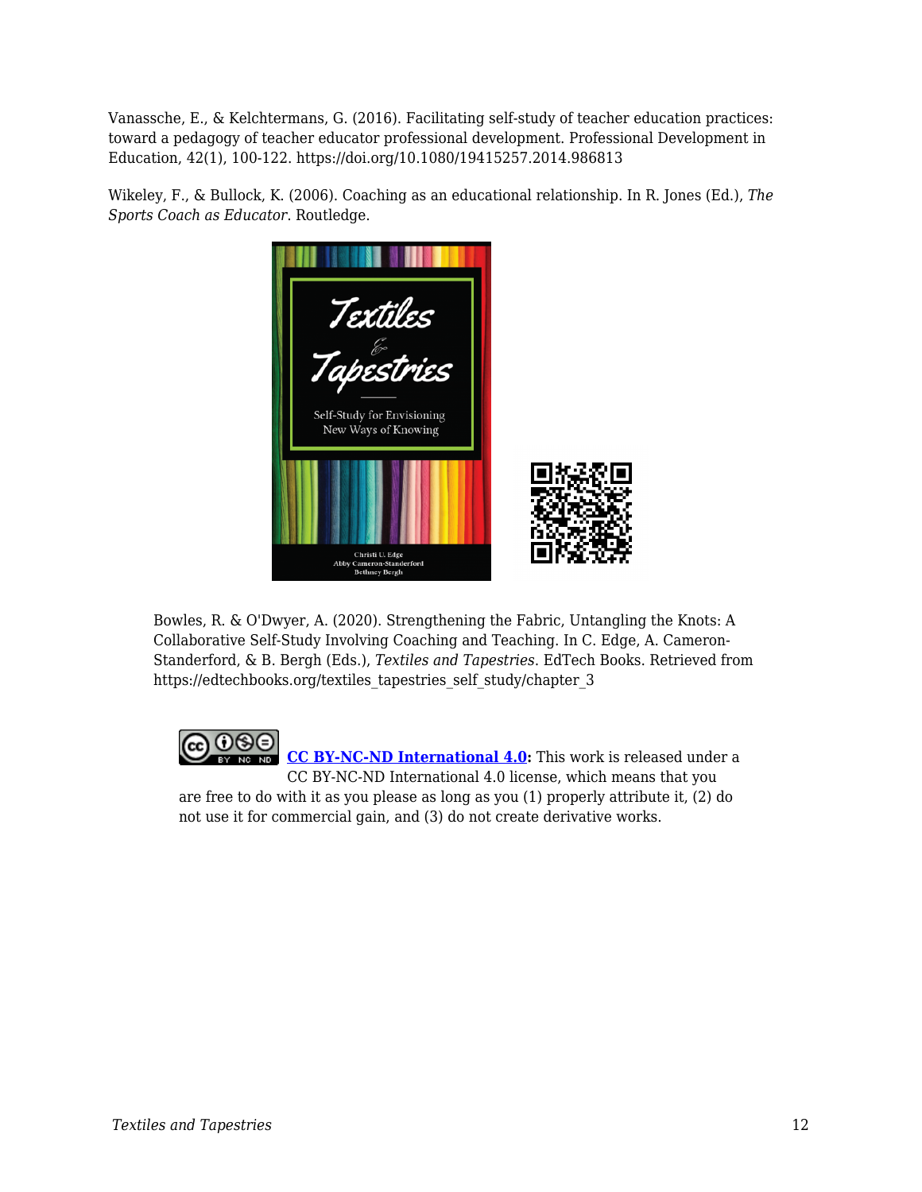Vanassche, E., & Kelchtermans, G. (2016). Facilitating self-study of teacher education practices: toward a pedagogy of teacher educator professional development. Professional Development in Education, 42(1), 100-122. https://doi.org/10.1080/19415257.2014.986813

Wikeley, F., & Bullock, K. (2006). Coaching as an educational relationship. In R. Jones (Ed.), *The Sports Coach as Educator*. Routledge.

Bowles, R. & O'Dwyer, A. (2020). Strengthening the Fabric, Untangling the Knots: A Collaborative Self-Study Involving Coaching and Teaching. In C. Edge, A. Cameron-Standerford, & B. Bergh (Eds.), *Textiles and Tapestries*. EdTech Books. Retrieved from https://edtechbooks.org/textiles_tapestries_self_study/chapter_3

**[CC BY-NC-ND International 4.0](https://creativecommons.org/licenses/by-nc-nd/4.0/):** This work is released under a CC BY-NC-ND International 4.0 license, which means that you are free to do with it as you please as long as you (1) properly attribute it, (2) do not use it for commercial gain, and (3) do not create derivative works.